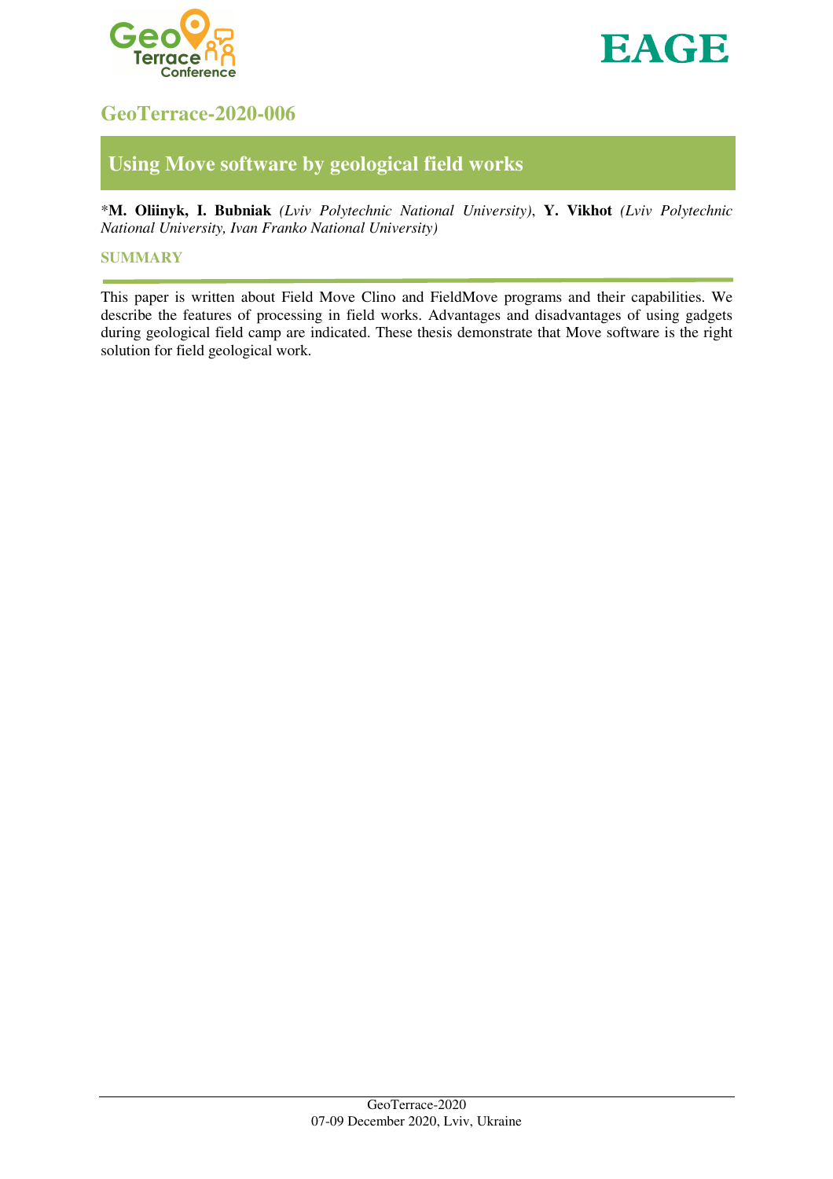## GeoTerrace-2020-006

# Using Move software by geological field works

\***M. Oliinyk, I. Bubniak** *(Lviv Polytechnic National University)*, **Y. Vikhot** *(Lviv Polytechnic National University, Ivan Franko National University)*

### SUMMARY

This paper is written about Field Move Clino and FieldMove programs and their capabilities. We describe the features of processing in field works. Advantages and disadvantages of using gadgets during geological field camp are indicated. These thesis demonstrate that Move software is the right solution for field geological work.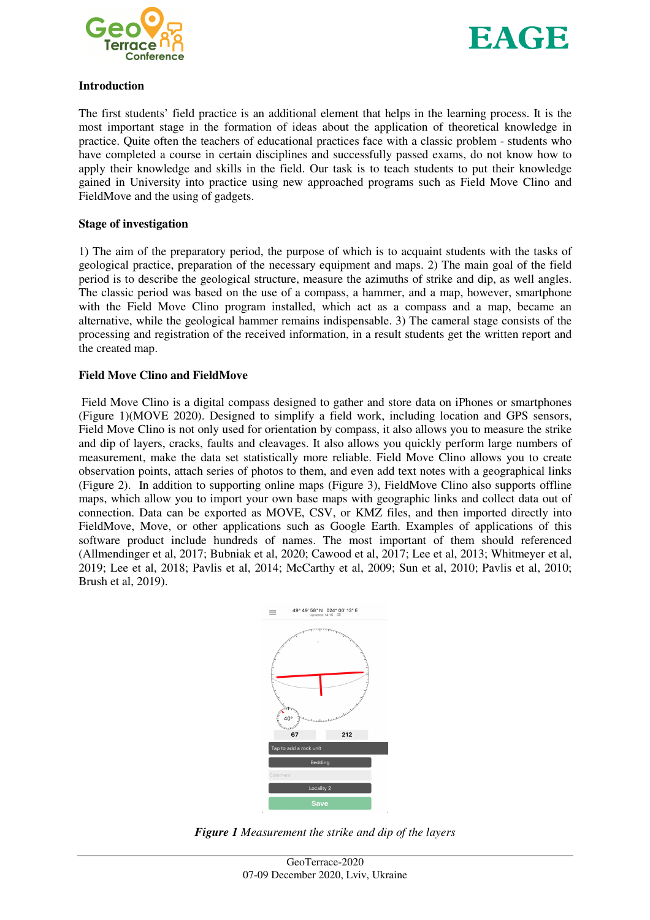## Introduction

The first students' field practice is an additional element that helps in the learning process. It is the most important stage in the formation of ideas about the application of theoretical knowledge in practice. Quite often the teachers of educational practices face with a classic problem - students who have completed a course in certain disciplines and successfully passed exams, do not know how to apply their knowledge and skills in the field. Our task is to teach students to put their knowledge gained in University into practice using new approached programs such as Field Move Clino and FieldMove and the using of gadgets.

## Stage of investigation

1) The aim of the preparatory period, the purpose of which is to acquaint students with the tasks of geological practice, preparation of the necessary equipment and maps. 2) The main goal of the field period is to describe the geological structure, measure the azimuths of strike and dip, as well angles. The classic period was based on the use of a compass, a hammer, and a map, however, smartphone with the Field Move Clino program installed, which act as a compass and a map, became an alternative, while the geological hammer remains indispensable. 3) The cameral stage consists of the processing and registration of the received information, in a result students get the written report and the created map.

## Field Move Clino and FieldMove

Field Move Clino is a digital compass designed to gather and store data on iPhones or smartphones (Figure 1)(MOVE 2020). Designed to simplify a field work, including location and GPS sensors, Field Move Clino is not only used for orientation by compass, it also allows you to measure the strike and dip of layers, cracks, faults and cleavages. It also allows you quickly perform large numbers of measurement, make the data set statistically more reliable. Field Move Clino allows you to create observation points, attach series of photos to them, and even add text notes with a geographical links (Figure 2). In addition to supporting online maps (Figure 3), FieldMove Clino also supports offline maps, which allow you to import your own base maps with geographic links and collect data out of connection. Data can be exported as MOVE, CSV, or KMZ files, and then imported directly into FieldMove, Move, or other applications such as Google Earth. Examples of applications of this software product include hundreds of names. The most important of them should referenced (Allmendinger et al, 2017; Bubniak et al, 2020; Cawood et al, 2017; Lee et al, 2013; Whitmeyer et al, 2019; Lee et al, 2018; Pavlis et al, 2014; McCarthy et al, 2009; Sun et al, 2010; Pavlis et al, 2010; Brush et al, 2019).

***Figure 1*** *Measurement the strike and dip of the layers*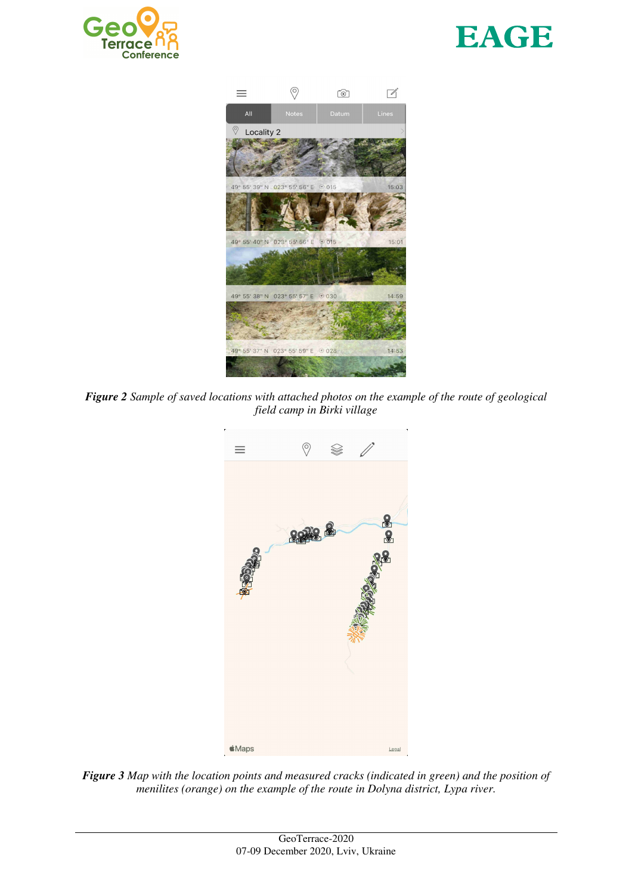***Figure 2*** *Sample of saved locations with attached photos on the example of the route of geological field camp in Birki village*

***Figure 3*** *Map with the location points and measured cracks (indicated in green) and the position of menilites (orange) on the example of the route in Dolyna district, Lypa river.*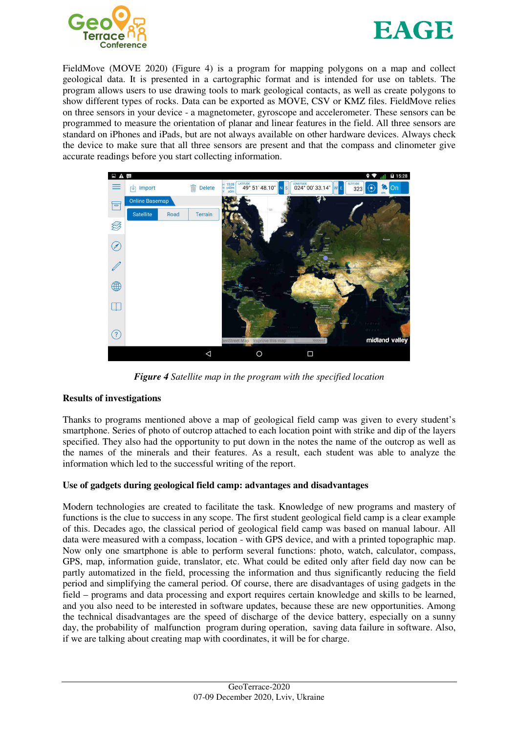FieldMove (MOVE 2020) (Figure 4) is a program for mapping polygons on a map and collect geological data. It is presented in a cartographic format and is intended for use on tablets. The program allows users to use drawing tools to mark geological contacts, as well as create polygons to show different types of rocks. Data can be exported as MOVE, CSV or KMZ files. FieldMove relies on three sensors in your device - a magnetometer, gyroscope and accelerometer. These sensors can be programmed to measure the orientation of planar and linear features in the field. All three sensors are standard on iPhones and iPads, but are not always available on other hardware devices. Always check the device to make sure that all three sensors are present and that the compass and clinometer give accurate readings before you start collecting information.

***Figure 4*** *Satellite map in the program with the specified location*

**Results of investigations**

Thanks to programs mentioned above a map of geological field camp was given to every student's smartphone. Series of photo of outcrop attached to each location point with strike and dip of the layers specified. They also had the opportunity to put down in the notes the name of the outcrop as well as the names of the minerals and their features. As a result, each student was able to analyze the information which led to the successful writing of the report.

**Use of gadgets during geological field camp: advantages and disadvantages**

Modern technologies are created to facilitate the task. Knowledge of new programs and mastery of functions is the clue to success in any scope. The first student geological field camp is a clear example of this. Decades ago, the classical period of geological field camp was based on manual labour. All data were measured with a compass, location - with GPS device, and with a printed topographic map. Now only one smartphone is able to perform several functions: photo, watch, calculator, compass, GPS, map, information guide, translator, etc. What could be edited only after field day now can be partly automatized in the field, processing the information and thus significantly reducing the field period and simplifying the cameral period. Of course, there are disadvantages of using gadgets in the field – programs and data processing and export requires certain knowledge and skills to be learned, and you also need to be interested in software updates, because these are new opportunities. Among the technical disadvantages are the speed of discharge of the device battery, especially on a sunny day, the probability of malfunction program during operation, saving data failure in software. Also, if we are talking about creating map with coordinates, it will be for charge.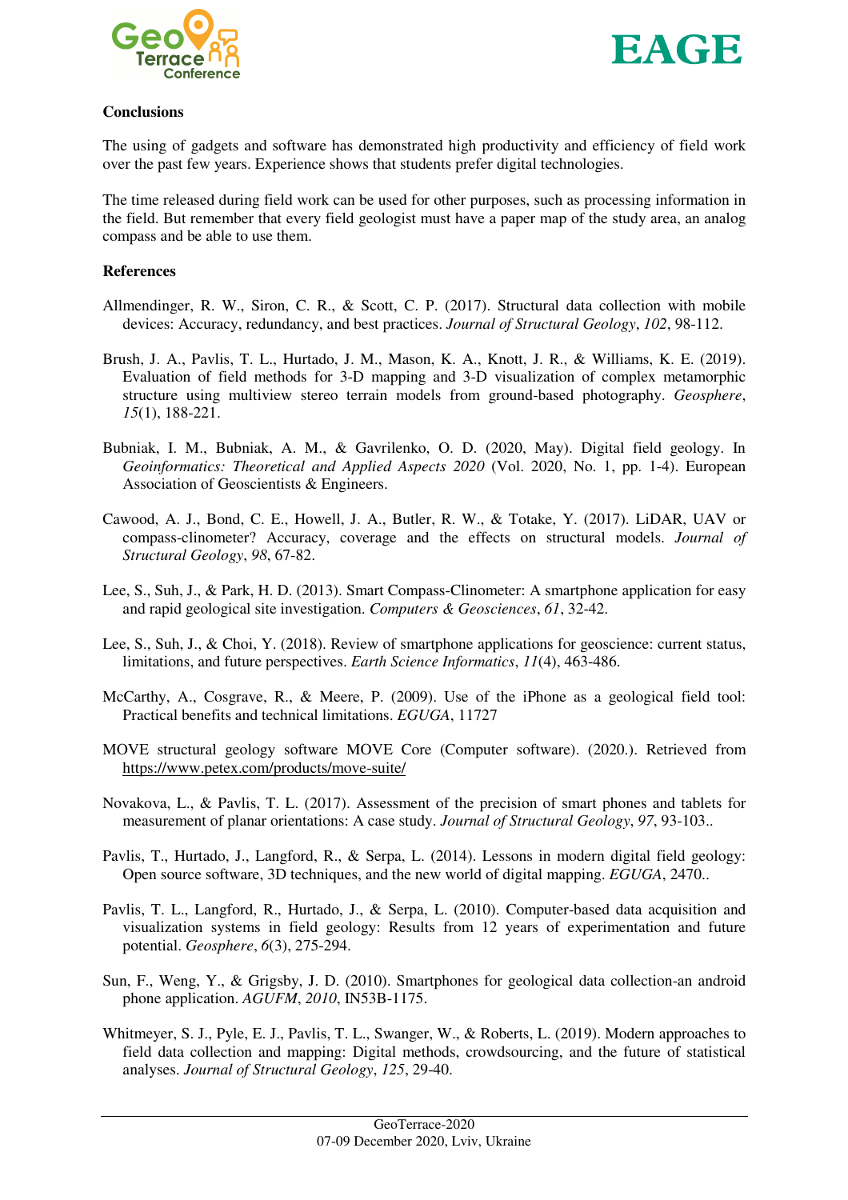## Conclusions

The using of gadgets and software has demonstrated high productivity and efficiency of field work over the past few years. Experience shows that students prefer digital technologies.

The time released during field work can be used for other purposes, such as processing information in the field. But remember that every field geologist must have a paper map of the study area, an analog compass and be able to use them.

## References

Allmendinger, R. W., Siron, C. R., & Scott, C. P. (2017). Structural data collection with mobile devices: Accuracy, redundancy, and best practices. *Journal of Structural Geology*, *102*, 98-112.

Brush, J. A., Pavlis, T. L., Hurtado, J. M., Mason, K. A., Knott, J. R., & Williams, K. E. (2019). Evaluation of field methods for 3-D mapping and 3-D visualization of complex metamorphic structure using multiview stereo terrain models from ground-based photography. *Geosphere*, *15*(1), 188-221.

Bubniak, I. M., Bubniak, A. M., & Gavrilenko, O. D. (2020, May). Digital field geology. In *Geoinformatics: Theoretical and Applied Aspects 2020* (Vol. 2020, No. 1, pp. 1-4). European Association of Geoscientists & Engineers.

Cawood, A. J., Bond, C. E., Howell, J. A., Butler, R. W., & Totake, Y. (2017). LiDAR, UAV or compass-clinometer? Accuracy, coverage and the effects on structural models. *Journal of Structural Geology*, *98*, 67-82.

Lee, S., Suh, J., & Park, H. D. (2013). Smart Compass-Clinometer: A smartphone application for easy and rapid geological site investigation. *Computers & Geosciences*, *61*, 32-42.

Lee, S., Suh, J., & Choi, Y. (2018). Review of smartphone applications for geoscience: current status, limitations, and future perspectives. *Earth Science Informatics*, *11*(4), 463-486.

McCarthy, A., Cosgrave, R., & Meere, P. (2009). Use of the iPhone as a geological field tool: Practical benefits and technical limitations. *EGUGA*, 11727

MOVE structural geology software MOVE Core (Computer software). (2020.). Retrieved from https://www.petex.com/products/move-suite/

Novakova, L., & Pavlis, T. L. (2017). Assessment of the precision of smart phones and tablets for measurement of planar orientations: A case study. *Journal of Structural Geology*, *97*, 93-103..

Pavlis, T., Hurtado, J., Langford, R., & Serpa, L. (2014). Lessons in modern digital field geology: Open source software, 3D techniques, and the new world of digital mapping. *EGUGA*, 2470..

Pavlis, T. L., Langford, R., Hurtado, J., & Serpa, L. (2010). Computer-based data acquisition and visualization systems in field geology: Results from 12 years of experimentation and future potential. *Geosphere*, *6*(3), 275-294.

Sun, F., Weng, Y., & Grigsby, J. D. (2010). Smartphones for geological data collection-an android phone application. *AGUFM*, *2010*, IN53B-1175.

Whitmeyer, S. J., Pyle, E. J., Pavlis, T. L., Swanger, W., & Roberts, L. (2019). Modern approaches to field data collection and mapping: Digital methods, crowdsourcing, and the future of statistical analyses. *Journal of Structural Geology*, *125*, 29-40.